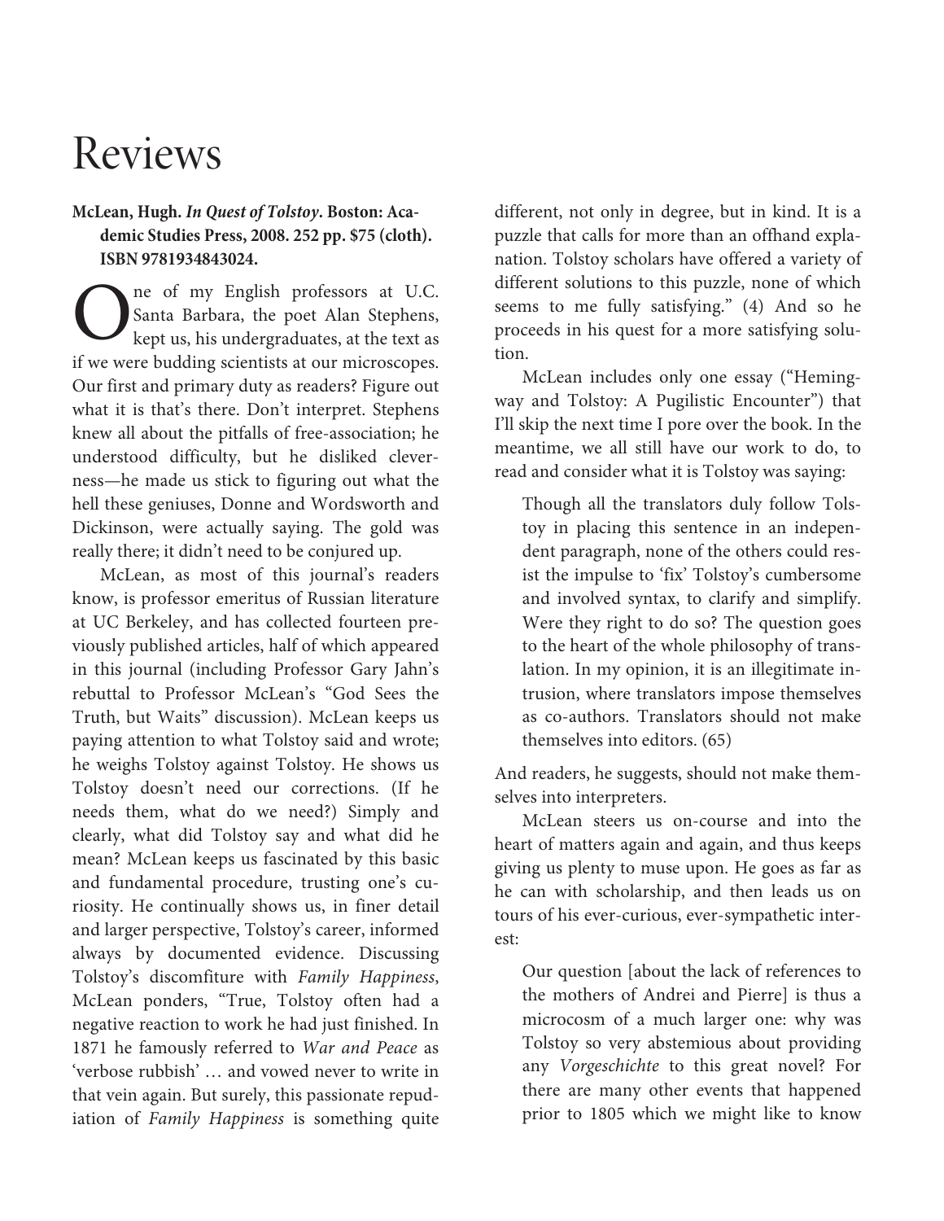# Reviews

**McLean, Hugh. *In Quest of Tolstoy*. Boston: Academic Studies Press, 2008. 252 pp. $75 (cloth). ISBN 9781934843024.**

One of my English professors at U.C. Santa Barbara, the poet Alan Stephens, kept us, his undergraduates, at the text as if we were budding scientists at our microscopes. Our first and primary duty as readers? Figure out what it is that's there. Don't interpret. Stephens knew all about the pitfalls of free-association; he understood difficulty, but he disliked cleverness—he made us stick to figuring out what the hell these geniuses, Donne and Wordsworth and Dickinson, were actually saying. The gold was really there; it didn't need to be conjured up.

McLean, as most of this journal's readers know, is professor emeritus of Russian literature at UC Berkeley, and has collected fourteen previously published articles, half of which appeared in this journal (including Professor Gary Jahn's rebuttal to Professor McLean's "God Sees the Truth, but Waits" discussion). McLean keeps us paying attention to what Tolstoy said and wrote; he weighs Tolstoy against Tolstoy. He shows us Tolstoy doesn't need our corrections. (If he needs them, what do we need?) Simply and clearly, what did Tolstoy say and what did he mean? McLean keeps us fascinated by this basic and fundamental procedure, trusting one's curiosity. He continually shows us, in finer detail and larger perspective, Tolstoy's career, informed always by documented evidence. Discussing Tolstoy's discomfiture with *Family Happiness*, McLean ponders, "True, Tolstoy often had a negative reaction to work he had just finished. In 1871 he famously referred to *War and Peace* as 'verbose rubbish' … and vowed never to write in that vein again. But surely, this passionate repudiation of *Family Happiness* is something quite different, not only in degree, but in kind. It is a puzzle that calls for more than an offhand explanation. Tolstoy scholars have offered a variety of different solutions to this puzzle, none of which seems to me fully satisfying." (4) And so he proceeds in his quest for a more satisfying solution.

McLean includes only one essay ("Hemingway and Tolstoy: A Pugilistic Encounter") that I'll skip the next time I pore over the book. In the meantime, we all still have our work to do, to read and consider what it is Tolstoy was saying:

> Though all the translators duly follow Tolstoy in placing this sentence in an independent paragraph, none of the others could resist the impulse to 'fix' Tolstoy's cumbersome and involved syntax, to clarify and simplify. Were they right to do so? The question goes to the heart of the whole philosophy of translation. In my opinion, it is an illegitimate intrusion, where translators impose themselves as co-authors. Translators should not make themselves into editors. (65)

And readers, he suggests, should not make themselves into interpreters.

McLean steers us on-course and into the heart of matters again and again, and thus keeps giving us plenty to muse upon. He goes as far as he can with scholarship, and then leads us on tours of his ever-curious, ever-sympathetic interest:

> Our question [about the lack of references to the mothers of Andrei and Pierre] is thus a microcosm of a much larger one: why was Tolstoy so very abstemious about providing any *Vorgeschichte* to this great novel? For there are many other events that happened prior to 1805 which we might like to know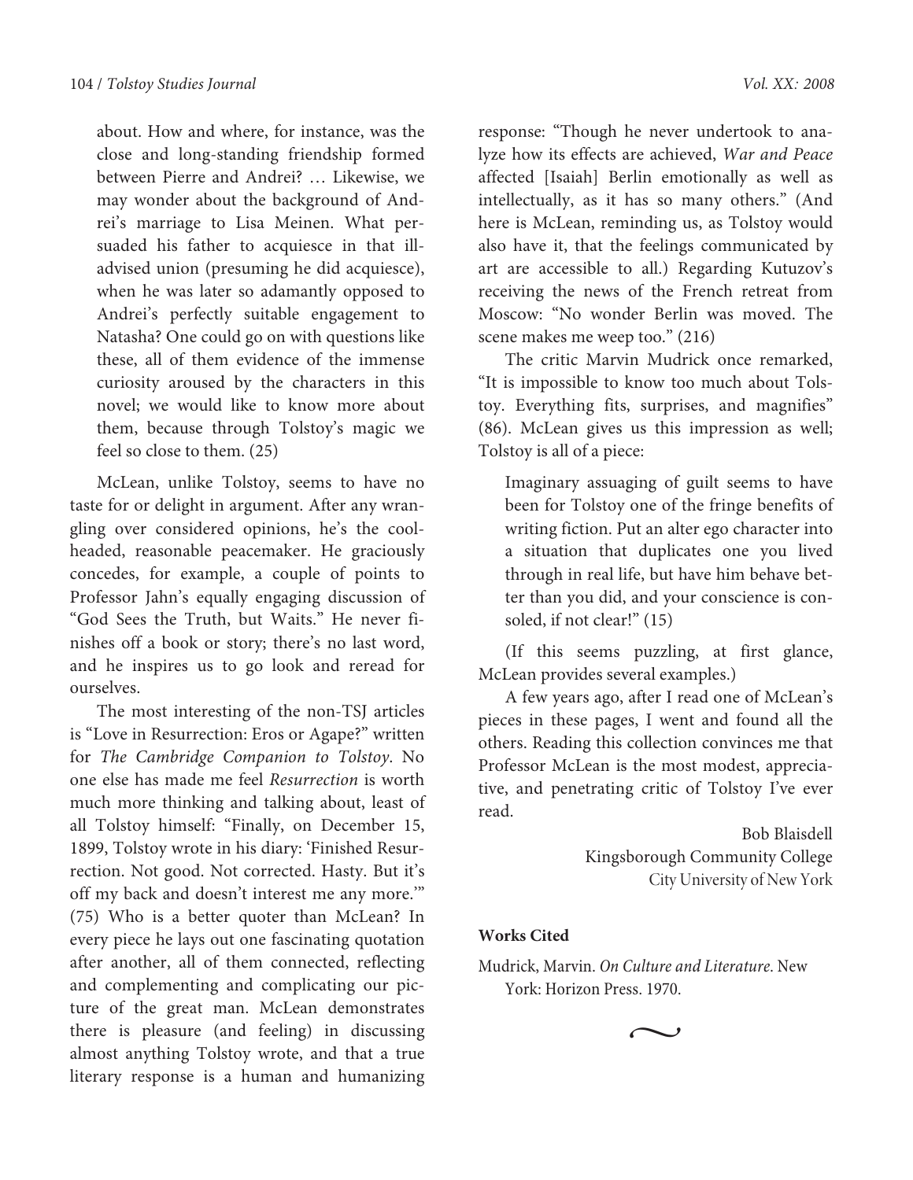> about. How and where, for instance, was the close and long-standing friendship formed between Pierre and Andrei? … Likewise, we may wonder about the background of Andrei's marriage to Lisa Meinen. What persuaded his father to acquiesce in that ill-advised union (presuming he did acquiesce), when he was later so adamantly opposed to Andrei's perfectly suitable engagement to Natasha? One could go on with questions like these, all of them evidence of the immense curiosity aroused by the characters in this novel; we would like to know more about them, because through Tolstoy's magic we feel so close to them. (25)

McLean, unlike Tolstoy, seems to have no taste for or delight in argument. After any wrangling over considered opinions, he's the cool-headed, reasonable peacemaker. He graciously concedes, for example, a couple of points to Professor Jahn's equally engaging discussion of "God Sees the Truth, but Waits." He never finishes off a book or story; there's no last word, and he inspires us to go look and reread for ourselves.

The most interesting of the non-TSJ articles is "Love in Resurrection: Eros or Agape?" written for *The Cambridge Companion to Tolstoy*. No one else has made me feel *Resurrection* is worth much more thinking and talking about, least of all Tolstoy himself: "Finally, on December 15, 1899, Tolstoy wrote in his diary: 'Finished Resurrection. Not good. Not corrected. Hasty. But it's off my back and doesn't interest me any more.'" (75) Who is a better quoter than McLean? In every piece he lays out one fascinating quotation after another, all of them connected, reflecting and complementing and complicating our picture of the great man. McLean demonstrates there is pleasure (and feeling) in discussing almost anything Tolstoy wrote, and that a true literary response is a human and humanizing response: "Though he never undertook to analyze how its effects are achieved, *War and Peace* affected [Isaiah] Berlin emotionally as well as intellectually, as it has so many others." (And here is McLean, reminding us, as Tolstoy would also have it, that the feelings communicated by art are accessible to all.) Regarding Kutuzov's receiving the news of the French retreat from Moscow: "No wonder Berlin was moved. The scene makes me weep too." (216)

The critic Marvin Mudrick once remarked, "It is impossible to know too much about Tolstoy. Everything fits, surprises, and magnifies" (86). McLean gives us this impression as well; Tolstoy is all of a piece:

> Imaginary assuaging of guilt seems to have been for Tolstoy one of the fringe benefits of writing fiction. Put an alter ego character into a situation that duplicates one you lived through in real life, but have him behave better than you did, and your conscience is consoled, if not clear!" (15)

(If this seems puzzling, at first glance, McLean provides several examples.)

A few years ago, after I read one of McLean's pieces in these pages, I went and found all the others. Reading this collection convinces me that Professor McLean is the most modest, appreciative, and penetrating critic of Tolstoy I've ever read.

Bob Blaisdell
Kingsborough Community College
City University of New York

**Works Cited**

Mudrick, Marvin. *On Culture and Literature*. New York: Horizon Press. 1970.